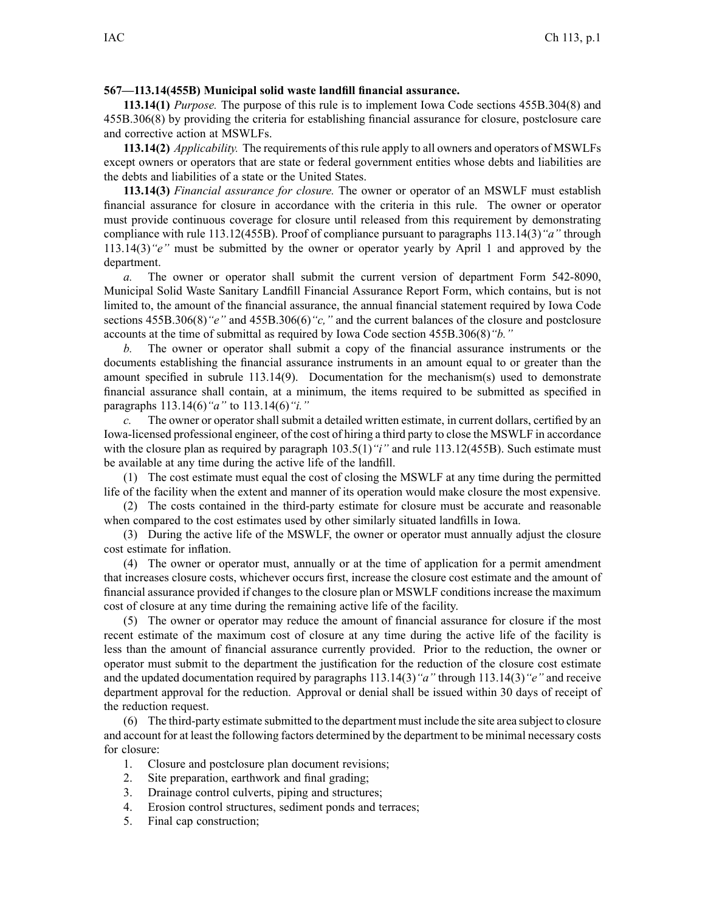**567—113.14(455B) Municipal solid waste landfill financial assurance.**

**113.14(1)** *Purpose.* The purpose of this rule is to implement Iowa Code sections 455B.304(8) and 455B.306(8) by providing the criteria for establishing financial assurance for closure, postclosure care and corrective action at MSWLFs.

**113.14(2)** *Applicability.* The requirements of this rule apply to all owners and operators of MSWLFs except owners or operators that are state or federal government entities whose debts and liabilities are the debts and liabilities of a state or the United States.

**113.14(3)** *Financial assurance for closure.* The owner or operator of an MSWLF must establish financial assurance for closure in accordance with the criteria in this rule. The owner or operator must provide continuous coverage for closure until released from this requirement by demonstrating compliance with rule 113.12(455B). Proof of compliance pursuant to paragraphs 113.14(3)*"a"* through 113.14(3)*"e"* must be submitted by the owner or operator yearly by April 1 and approved by the department.

*a.* The owner or operator shall submit the current version of department Form 542-8090, Municipal Solid Waste Sanitary Landfill Financial Assurance Report Form, which contains, but is not limited to, the amount of the financial assurance, the annual financial statement required by Iowa Code sections 455B.306(8)*"e"* and 455B.306(6)*"c,"* and the current balances of the closure and postclosure accounts at the time of submittal as required by Iowa Code section 455B.306(8)*"b."*

*b.* The owner or operator shall submit a copy of the financial assurance instruments or the documents establishing the financial assurance instruments in an amount equal to or greater than the amount specified in subrule 113.14(9). Documentation for the mechanism(s) used to demonstrate financial assurance shall contain, at a minimum, the items required to be submitted as specified in paragraphs 113.14(6)*"a"* to 113.14(6)*"i."*

*c.* The owner or operator shall submit a detailed written estimate, in current dollars, certified by an Iowa-licensed professional engineer, of the cost of hiring a third party to close the MSWLF in accordance with the closure plan as required by paragraph 103.5(1)*"i"* and rule 113.12(455B). Such estimate must be available at any time during the active life of the landfill.

(1) The cost estimate must equal the cost of closing the MSWLF at any time during the permitted life of the facility when the extent and manner of its operation would make closure the most expensive.

(2) The costs contained in the third-party estimate for closure must be accurate and reasonable when compared to the cost estimates used by other similarly situated landfills in Iowa.

(3) During the active life of the MSWLF, the owner or operator must annually adjust the closure cost estimate for inflation.

(4) The owner or operator must, annually or at the time of application for a permit amendment that increases closure costs, whichever occurs first, increase the closure cost estimate and the amount of financial assurance provided if changes to the closure plan or MSWLF conditions increase the maximum cost of closure at any time during the remaining active life of the facility.

(5) The owner or operator may reduce the amount of financial assurance for closure if the most recent estimate of the maximum cost of closure at any time during the active life of the facility is less than the amount of financial assurance currently provided. Prior to the reduction, the owner or operator must submit to the department the justification for the reduction of the closure cost estimate and the updated documentation required by paragraphs 113.14(3)*"a"* through 113.14(3)*"e"* and receive department approval for the reduction. Approval or denial shall be issued within 30 days of receipt of the reduction request.

(6) The third-party estimate submitted to the department must include the site area subject to closure and account for at least the following factors determined by the department to be minimal necessary costs for closure:

1. Closure and postclosure plan document revisions;
2. Site preparation, earthwork and final grading;
3. Drainage control culverts, piping and structures;
4. Erosion control structures, sediment ponds and terraces;
5. Final cap construction;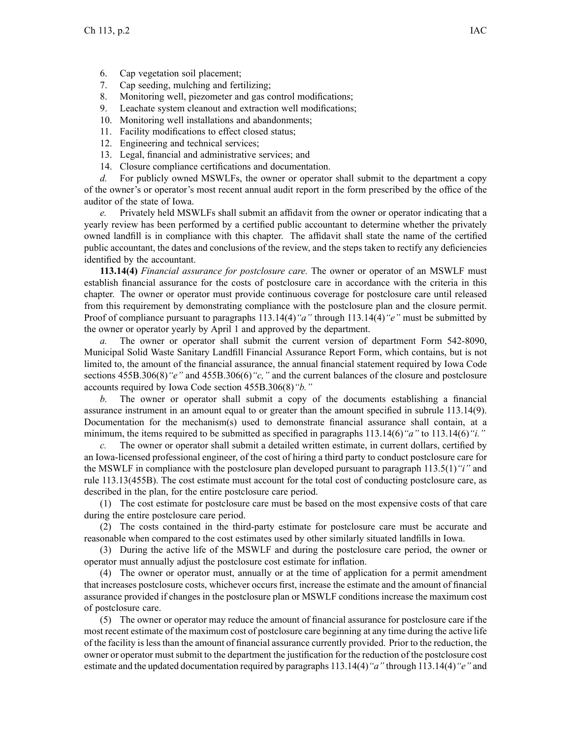6. Cap vegetation soil placement;
7. Cap seeding, mulching and fertilizing;
8. Monitoring well, piezometer and gas control modifications;
9. Leachate system cleanout and extraction well modifications;
10. Monitoring well installations and abandonments;
11. Facility modifications to effect closed status;
12. Engineering and technical services;
13. Legal, financial and administrative services; and
14. Closure compliance certifications and documentation.

*d.* For publicly owned MSWLFs, the owner or operator shall submit to the department a copy of the owner's or operator's most recent annual audit report in the form prescribed by the office of the auditor of the state of Iowa.

*e.* Privately held MSWLFs shall submit an affidavit from the owner or operator indicating that a yearly review has been performed by a certified public accountant to determine whether the privately owned landfill is in compliance with this chapter. The affidavit shall state the name of the certified public accountant, the dates and conclusions of the review, and the steps taken to rectify any deficiencies identified by the accountant.

**113.14(4)** *Financial assurance for postclosure care.* The owner or operator of an MSWLF must establish financial assurance for the costs of postclosure care in accordance with the criteria in this chapter. The owner or operator must provide continuous coverage for postclosure care until released from this requirement by demonstrating compliance with the postclosure plan and the closure permit. Proof of compliance pursuant to paragraphs 113.14(4)*"a"* through 113.14(4)*"e"* must be submitted by the owner or operator yearly by April 1 and approved by the department.

*a.* The owner or operator shall submit the current version of department Form 542-8090, Municipal Solid Waste Sanitary Landfill Financial Assurance Report Form, which contains, but is not limited to, the amount of the financial assurance, the annual financial statement required by Iowa Code sections 455B.306(8)*"e"* and 455B.306(6)*"c,"* and the current balances of the closure and postclosure accounts required by Iowa Code section 455B.306(8)*"b."*

*b.* The owner or operator shall submit a copy of the documents establishing a financial assurance instrument in an amount equal to or greater than the amount specified in subrule 113.14(9). Documentation for the mechanism(s) used to demonstrate financial assurance shall contain, at a minimum, the items required to be submitted as specified in paragraphs 113.14(6)*"a"* to 113.14(6)*"i."*

*c.* The owner or operator shall submit a detailed written estimate, in current dollars, certified by an Iowa-licensed professional engineer, of the cost of hiring a third party to conduct postclosure care for the MSWLF in compliance with the postclosure plan developed pursuant to paragraph 113.5(1)*"i"* and rule 113.13(455B). The cost estimate must account for the total cost of conducting postclosure care, as described in the plan, for the entire postclosure care period.

(1) The cost estimate for postclosure care must be based on the most expensive costs of that care during the entire postclosure care period.

(2) The costs contained in the third-party estimate for postclosure care must be accurate and reasonable when compared to the cost estimates used by other similarly situated landfills in Iowa.

(3) During the active life of the MSWLF and during the postclosure care period, the owner or operator must annually adjust the postclosure cost estimate for inflation.

(4) The owner or operator must, annually or at the time of application for a permit amendment that increases postclosure costs, whichever occurs first, increase the estimate and the amount of financial assurance provided if changes in the postclosure plan or MSWLF conditions increase the maximum cost of postclosure care.

(5) The owner or operator may reduce the amount of financial assurance for postclosure care if the most recent estimate of the maximum cost of postclosure care beginning at any time during the active life of the facility is less than the amount of financial assurance currently provided. Prior to the reduction, the owner or operator must submit to the department the justification for the reduction of the postclosure cost estimate and the updated documentation required by paragraphs 113.14(4)*"a"* through 113.14(4)*"e"* and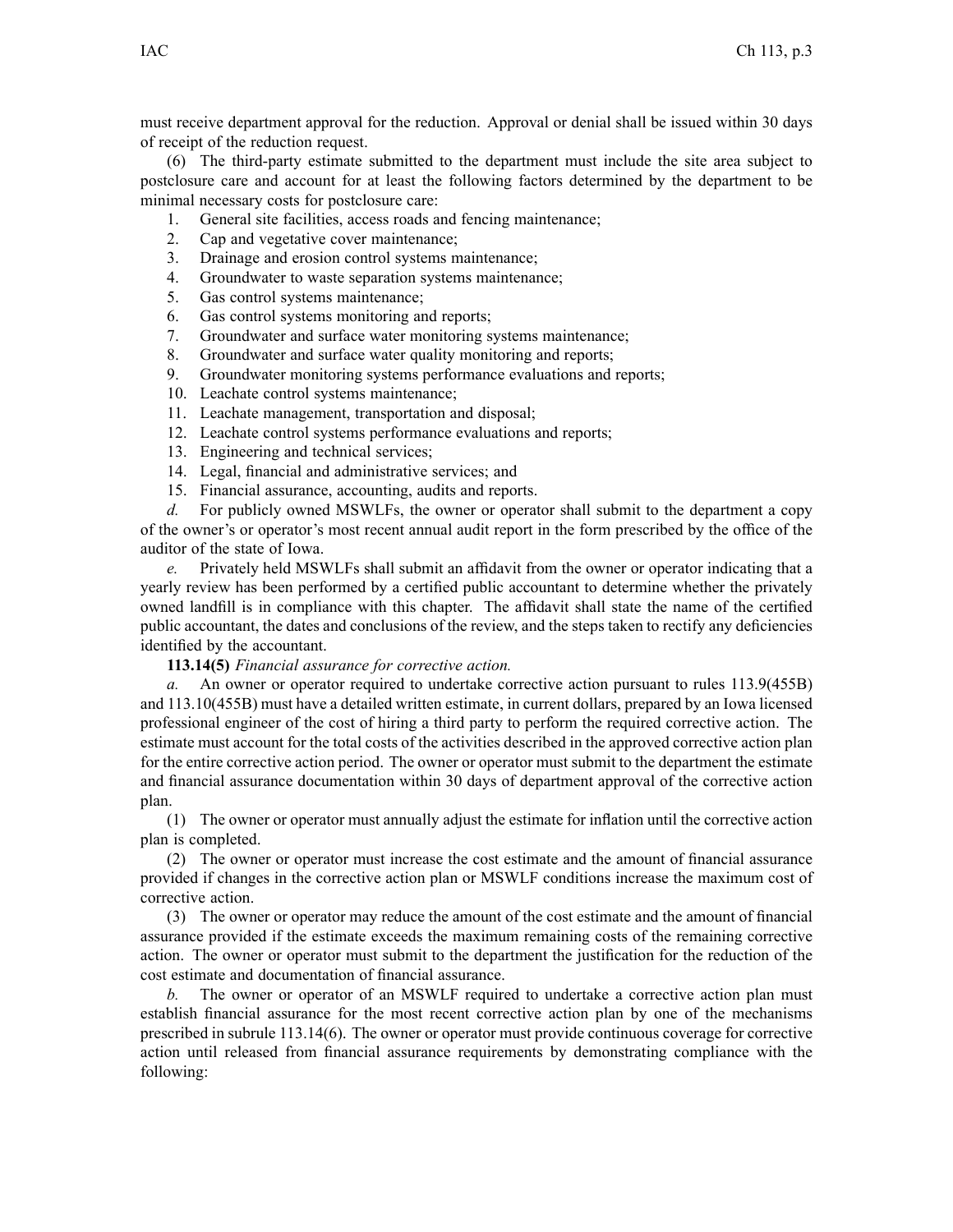must receive department approval for the reduction. Approval or denial shall be issued within 30 days of receipt of the reduction request.

(6) The third-party estimate submitted to the department must include the site area subject to postclosure care and account for at least the following factors determined by the department to be minimal necessary costs for postclosure care:

1. General site facilities, access roads and fencing maintenance;
2. Cap and vegetative cover maintenance;
3. Drainage and erosion control systems maintenance;
4. Groundwater to waste separation systems maintenance;
5. Gas control systems maintenance;
6. Gas control systems monitoring and reports;
7. Groundwater and surface water monitoring systems maintenance;
8. Groundwater and surface water quality monitoring and reports;
9. Groundwater monitoring systems performance evaluations and reports;
10. Leachate control systems maintenance;
11. Leachate management, transportation and disposal;
12. Leachate control systems performance evaluations and reports;
13. Engineering and technical services;
14. Legal, financial and administrative services; and
15. Financial assurance, accounting, audits and reports.

*d.* For publicly owned MSWLFs, the owner or operator shall submit to the department a copy of the owner's or operator's most recent annual audit report in the form prescribed by the office of the auditor of the state of Iowa.

*e.* Privately held MSWLFs shall submit an affidavit from the owner or operator indicating that a yearly review has been performed by a certified public accountant to determine whether the privately owned landfill is in compliance with this chapter. The affidavit shall state the name of the certified public accountant, the dates and conclusions of the review, and the steps taken to rectify any deficiencies identified by the accountant.

**113.14(5)** *Financial assurance for corrective action.*

*a.* An owner or operator required to undertake corrective action pursuant to rules 113.9(455B) and 113.10(455B) must have a detailed written estimate, in current dollars, prepared by an Iowa licensed professional engineer of the cost of hiring a third party to perform the required corrective action. The estimate must account for the total costs of the activities described in the approved corrective action plan for the entire corrective action period. The owner or operator must submit to the department the estimate and financial assurance documentation within 30 days of department approval of the corrective action plan.

(1) The owner or operator must annually adjust the estimate for inflation until the corrective action plan is completed.

(2) The owner or operator must increase the cost estimate and the amount of financial assurance provided if changes in the corrective action plan or MSWLF conditions increase the maximum cost of corrective action.

(3) The owner or operator may reduce the amount of the cost estimate and the amount of financial assurance provided if the estimate exceeds the maximum remaining costs of the remaining corrective action. The owner or operator must submit to the department the justification for the reduction of the cost estimate and documentation of financial assurance.

*b.* The owner or operator of an MSWLF required to undertake a corrective action plan must establish financial assurance for the most recent corrective action plan by one of the mechanisms prescribed in subrule 113.14(6). The owner or operator must provide continuous coverage for corrective action until released from financial assurance requirements by demonstrating compliance with the following: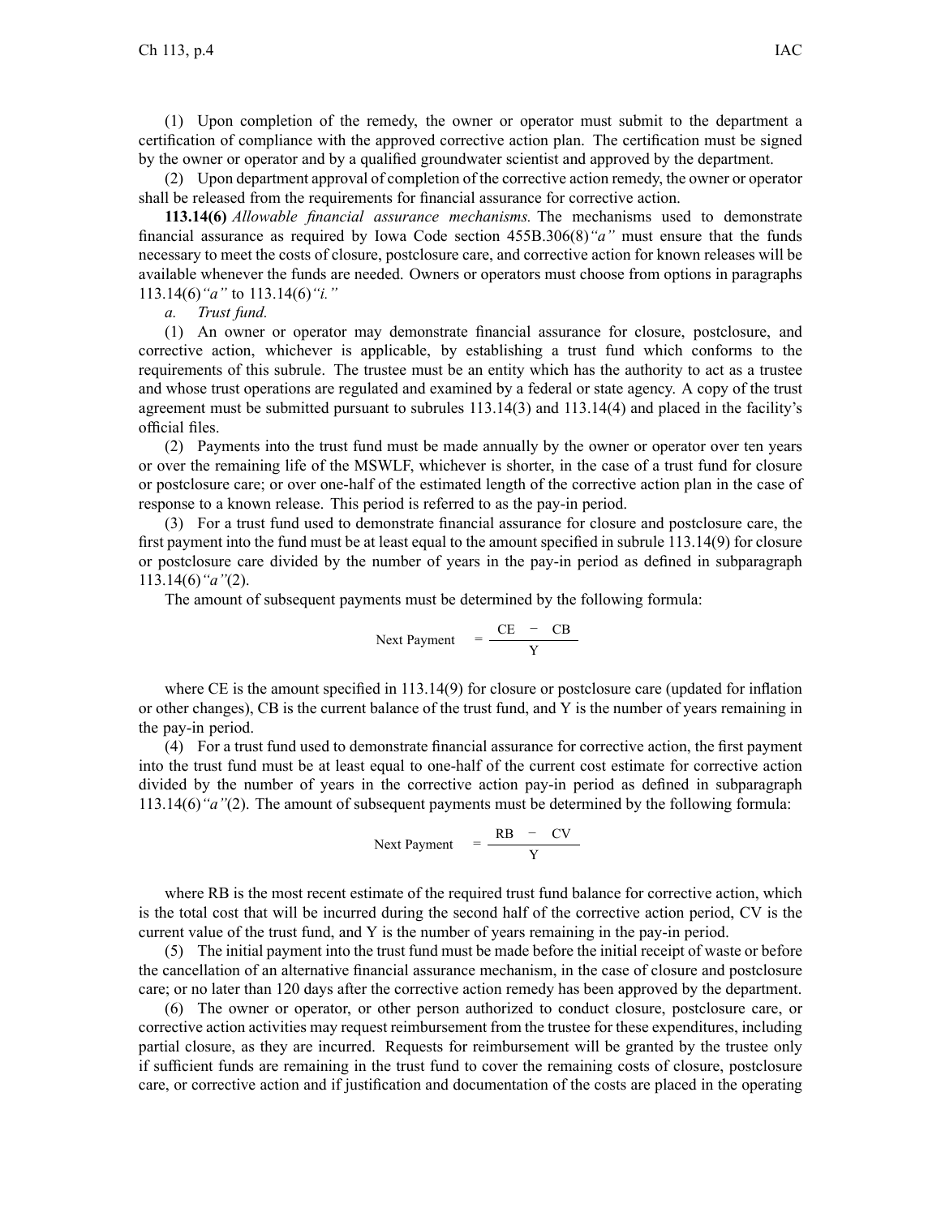(1) Upon completion of the remedy, the owner or operator must submit to the department a certification of compliance with the approved corrective action plan. The certification must be signed by the owner or operator and by a qualified groundwater scientist and approved by the department.

(2) Upon department approval of completion of the corrective action remedy, the owner or operator shall be released from the requirements for financial assurance for corrective action.

**113.14(6)** *Allowable financial assurance mechanisms.* The mechanisms used to demonstrate financial assurance as required by Iowa Code section 455B.306(8)*"a"* must ensure that the funds necessary to meet the costs of closure, postclosure care, and corrective action for known releases will be available whenever the funds are needed. Owners or operators must choose from options in paragraphs 113.14(6)*"a"* to 113.14(6)*"i."*

*a. Trust fund.*

(1) An owner or operator may demonstrate financial assurance for closure, postclosure, and corrective action, whichever is applicable, by establishing a trust fund which conforms to the requirements of this subrule. The trustee must be an entity which has the authority to act as a trustee and whose trust operations are regulated and examined by a federal or state agency. A copy of the trust agreement must be submitted pursuant to subrules 113.14(3) and 113.14(4) and placed in the facility's official files.

(2) Payments into the trust fund must be made annually by the owner or operator over ten years or over the remaining life of the MSWLF, whichever is shorter, in the case of a trust fund for closure or postclosure care; or over one-half of the estimated length of the corrective action plan in the case of response to a known release. This period is referred to as the pay-in period.

(3) For a trust fund used to demonstrate financial assurance for closure and postclosure care, the first payment into the fund must be at least equal to the amount specified in subrule 113.14(9) for closure or postclosure care divided by the number of years in the pay-in period as defined in subparagraph 113.14(6)*"a"*(2).

The amount of subsequent payments must be determined by the following formula:

$$\text{Next Payment} = \frac{CE - CB}{Y}$$

where CE is the amount specified in 113.14(9) for closure or postclosure care (updated for inflation or other changes), CB is the current balance of the trust fund, and Y is the number of years remaining in the pay-in period.

(4) For a trust fund used to demonstrate financial assurance for corrective action, the first payment into the trust fund must be at least equal to one-half of the current cost estimate for corrective action divided by the number of years in the corrective action pay-in period as defined in subparagraph 113.14(6)*"a"*(2). The amount of subsequent payments must be determined by the following formula:

$$\text{Next Payment} = \frac{RB - CV}{Y}$$

where RB is the most recent estimate of the required trust fund balance for corrective action, which is the total cost that will be incurred during the second half of the corrective action period, CV is the current value of the trust fund, and Y is the number of years remaining in the pay-in period.

(5) The initial payment into the trust fund must be made before the initial receipt of waste or before the cancellation of an alternative financial assurance mechanism, in the case of closure and postclosure care; or no later than 120 days after the corrective action remedy has been approved by the department.

(6) The owner or operator, or other person authorized to conduct closure, postclosure care, or corrective action activities may request reimbursement from the trustee for these expenditures, including partial closure, as they are incurred. Requests for reimbursement will be granted by the trustee only if sufficient funds are remaining in the trust fund to cover the remaining costs of closure, postclosure care, or corrective action and if justification and documentation of the costs are placed in the operating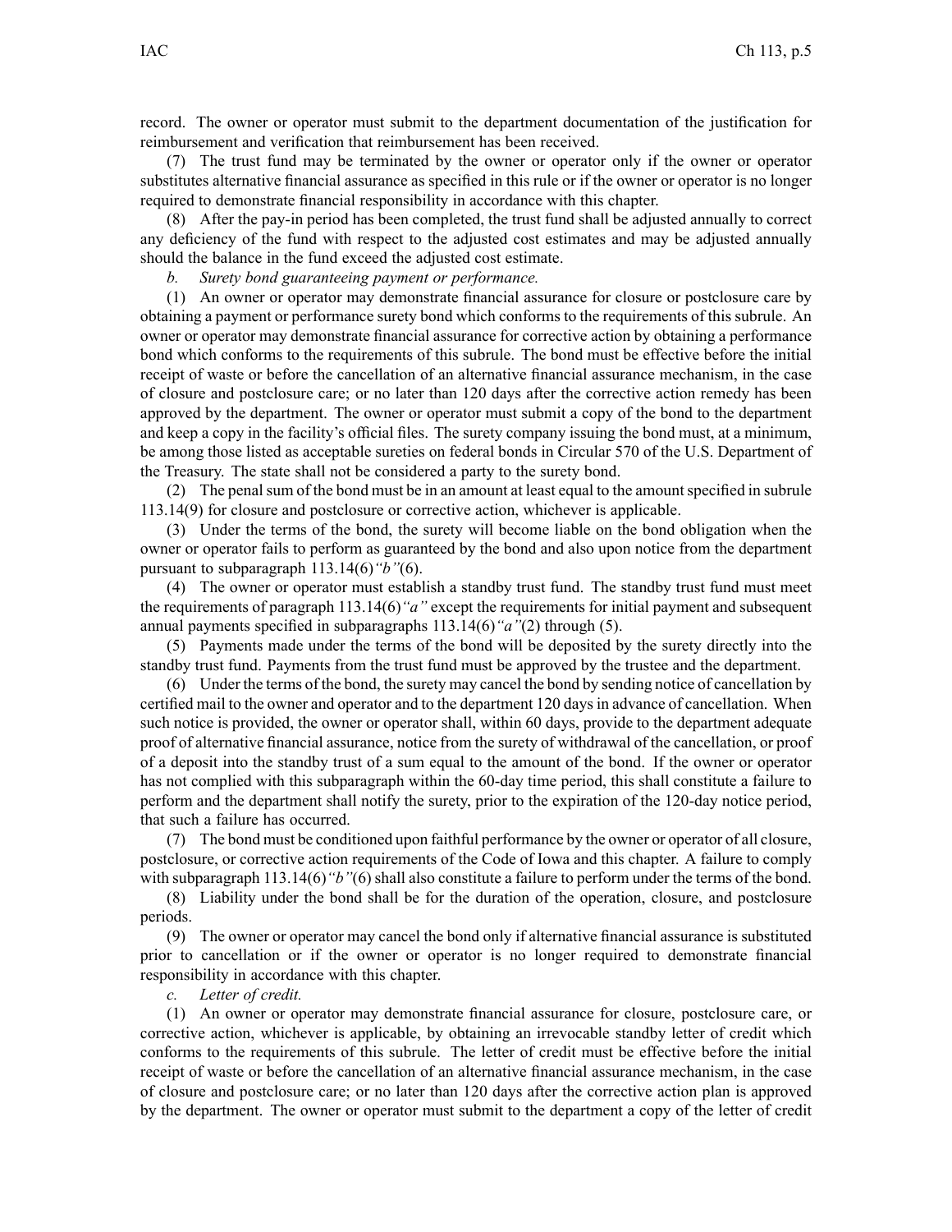record. The owner or operator must submit to the department documentation of the justification for reimbursement and verification that reimbursement has been received.

(7) The trust fund may be terminated by the owner or operator only if the owner or operator substitutes alternative financial assurance as specified in this rule or if the owner or operator is no longer required to demonstrate financial responsibility in accordance with this chapter.

(8) After the pay-in period has been completed, the trust fund shall be adjusted annually to correct any deficiency of the fund with respect to the adjusted cost estimates and may be adjusted annually should the balance in the fund exceed the adjusted cost estimate.

*b. Surety bond guaranteeing payment or performance.*

(1) An owner or operator may demonstrate financial assurance for closure or postclosure care by obtaining a payment or performance surety bond which conforms to the requirements of this subrule. An owner or operator may demonstrate financial assurance for corrective action by obtaining a performance bond which conforms to the requirements of this subrule. The bond must be effective before the initial receipt of waste or before the cancellation of an alternative financial assurance mechanism, in the case of closure and postclosure care; or no later than 120 days after the corrective action remedy has been approved by the department. The owner or operator must submit a copy of the bond to the department and keep a copy in the facility's official files. The surety company issuing the bond must, at a minimum, be among those listed as acceptable sureties on federal bonds in Circular 570 of the U.S. Department of the Treasury. The state shall not be considered a party to the surety bond.

(2) The penal sum of the bond must be in an amount at least equal to the amount specified in subrule 113.14(9) for closure and postclosure or corrective action, whichever is applicable.

(3) Under the terms of the bond, the surety will become liable on the bond obligation when the owner or operator fails to perform as guaranteed by the bond and also upon notice from the department pursuant to subparagraph 113.14(6)*"b"*(6).

(4) The owner or operator must establish a standby trust fund. The standby trust fund must meet the requirements of paragraph 113.14(6)*"a"* except the requirements for initial payment and subsequent annual payments specified in subparagraphs 113.14(6)*"a"*(2) through (5).

(5) Payments made under the terms of the bond will be deposited by the surety directly into the standby trust fund. Payments from the trust fund must be approved by the trustee and the department.

(6) Under the terms of the bond, the surety may cancel the bond by sending notice of cancellation by certified mail to the owner and operator and to the department 120 days in advance of cancellation. When such notice is provided, the owner or operator shall, within 60 days, provide to the department adequate proof of alternative financial assurance, notice from the surety of withdrawal of the cancellation, or proof of a deposit into the standby trust of a sum equal to the amount of the bond. If the owner or operator has not complied with this subparagraph within the 60-day time period, this shall constitute a failure to perform and the department shall notify the surety, prior to the expiration of the 120-day notice period, that such a failure has occurred.

(7) The bond must be conditioned upon faithful performance by the owner or operator of all closure, postclosure, or corrective action requirements of the Code of Iowa and this chapter. A failure to comply with subparagraph 113.14(6)*"b"*(6) shall also constitute a failure to perform under the terms of the bond.

(8) Liability under the bond shall be for the duration of the operation, closure, and postclosure periods.

(9) The owner or operator may cancel the bond only if alternative financial assurance is substituted prior to cancellation or if the owner or operator is no longer required to demonstrate financial responsibility in accordance with this chapter.

*c. Letter of credit.*

(1) An owner or operator may demonstrate financial assurance for closure, postclosure care, or corrective action, whichever is applicable, by obtaining an irrevocable standby letter of credit which conforms to the requirements of this subrule. The letter of credit must be effective before the initial receipt of waste or before the cancellation of an alternative financial assurance mechanism, in the case of closure and postclosure care; or no later than 120 days after the corrective action plan is approved by the department. The owner or operator must submit to the department a copy of the letter of credit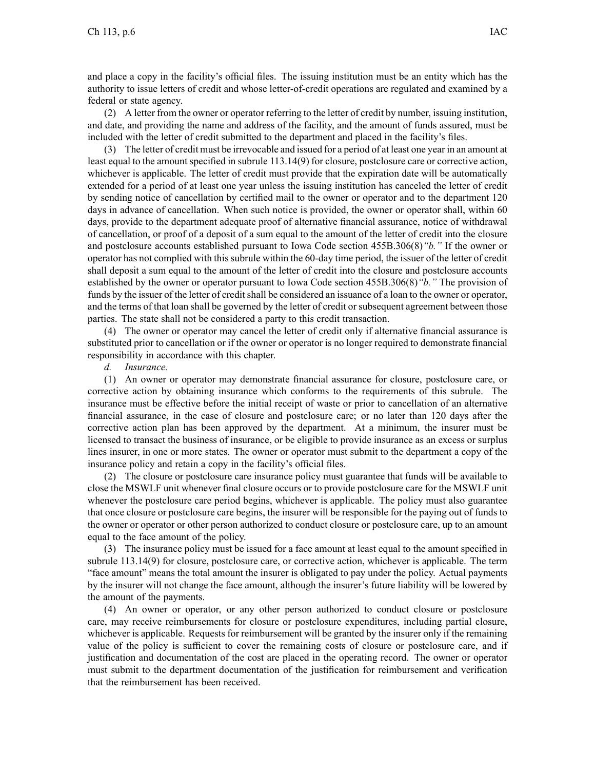and place a copy in the facility's official files. The issuing institution must be an entity which has the authority to issue letters of credit and whose letter-of-credit operations are regulated and examined by a federal or state agency.

(2) A letter from the owner or operator referring to the letter of credit by number, issuing institution, and date, and providing the name and address of the facility, and the amount of funds assured, must be included with the letter of credit submitted to the department and placed in the facility's files.

(3) The letter of credit must be irrevocable and issued for a period of at least one year in an amount at least equal to the amount specified in subrule 113.14(9) for closure, postclosure care or corrective action, whichever is applicable. The letter of credit must provide that the expiration date will be automatically extended for a period of at least one year unless the issuing institution has canceled the letter of credit by sending notice of cancellation by certified mail to the owner or operator and to the department 120 days in advance of cancellation. When such notice is provided, the owner or operator shall, within 60 days, provide to the department adequate proof of alternative financial assurance, notice of withdrawal of cancellation, or proof of a deposit of a sum equal to the amount of the letter of credit into the closure and postclosure accounts established pursuant to Iowa Code section 455B.306(8)*"b."* If the owner or operator has not complied with this subrule within the 60-day time period, the issuer of the letter of credit shall deposit a sum equal to the amount of the letter of credit into the closure and postclosure accounts established by the owner or operator pursuant to Iowa Code section 455B.306(8)*"b."* The provision of funds by the issuer of the letter of credit shall be considered an issuance of a loan to the owner or operator, and the terms of that loan shall be governed by the letter of credit or subsequent agreement between those parties. The state shall not be considered a party to this credit transaction.

(4) The owner or operator may cancel the letter of credit only if alternative financial assurance is substituted prior to cancellation or if the owner or operator is no longer required to demonstrate financial responsibility in accordance with this chapter.

*d. Insurance.*

(1) An owner or operator may demonstrate financial assurance for closure, postclosure care, or corrective action by obtaining insurance which conforms to the requirements of this subrule. The insurance must be effective before the initial receipt of waste or prior to cancellation of an alternative financial assurance, in the case of closure and postclosure care; or no later than 120 days after the corrective action plan has been approved by the department. At a minimum, the insurer must be licensed to transact the business of insurance, or be eligible to provide insurance as an excess or surplus lines insurer, in one or more states. The owner or operator must submit to the department a copy of the insurance policy and retain a copy in the facility's official files.

(2) The closure or postclosure care insurance policy must guarantee that funds will be available to close the MSWLF unit whenever final closure occurs or to provide postclosure care for the MSWLF unit whenever the postclosure care period begins, whichever is applicable. The policy must also guarantee that once closure or postclosure care begins, the insurer will be responsible for the paying out of funds to the owner or operator or other person authorized to conduct closure or postclosure care, up to an amount equal to the face amount of the policy.

(3) The insurance policy must be issued for a face amount at least equal to the amount specified in subrule 113.14(9) for closure, postclosure care, or corrective action, whichever is applicable. The term "face amount" means the total amount the insurer is obligated to pay under the policy. Actual payments by the insurer will not change the face amount, although the insurer's future liability will be lowered by the amount of the payments.

(4) An owner or operator, or any other person authorized to conduct closure or postclosure care, may receive reimbursements for closure or postclosure expenditures, including partial closure, whichever is applicable. Requests for reimbursement will be granted by the insurer only if the remaining value of the policy is sufficient to cover the remaining costs of closure or postclosure care, and if justification and documentation of the cost are placed in the operating record. The owner or operator must submit to the department documentation of the justification for reimbursement and verification that the reimbursement has been received.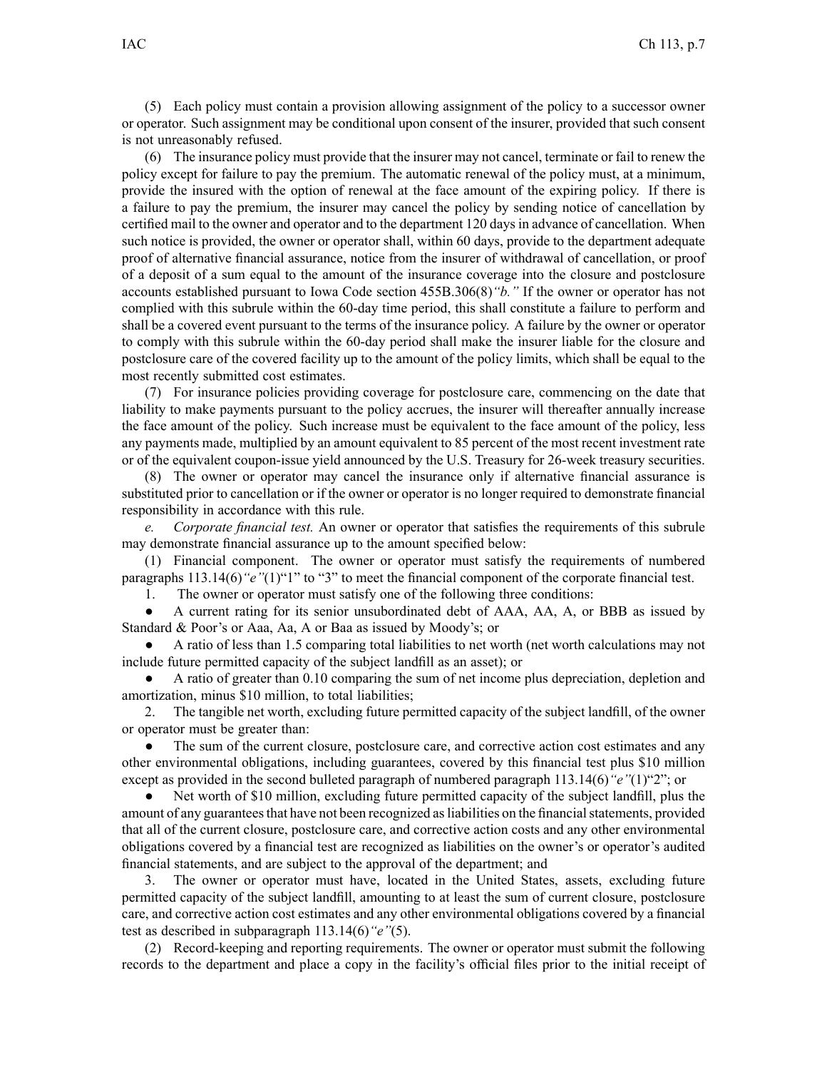(5) Each policy must contain a provision allowing assignment of the policy to a successor owner or operator. Such assignment may be conditional upon consent of the insurer, provided that such consent is not unreasonably refused.

(6) The insurance policy must provide that the insurer may not cancel, terminate or fail to renew the policy except for failure to pay the premium. The automatic renewal of the policy must, at a minimum, provide the insured with the option of renewal at the face amount of the expiring policy. If there is a failure to pay the premium, the insurer may cancel the policy by sending notice of cancellation by certified mail to the owner and operator and to the department 120 days in advance of cancellation. When such notice is provided, the owner or operator shall, within 60 days, provide to the department adequate proof of alternative financial assurance, notice from the insurer of withdrawal of cancellation, or proof of a deposit of a sum equal to the amount of the insurance coverage into the closure and postclosure accounts established pursuant to Iowa Code section 455B.306(8)*"b."* If the owner or operator has not complied with this subrule within the 60-day time period, this shall constitute a failure to perform and shall be a covered event pursuant to the terms of the insurance policy. A failure by the owner or operator to comply with this subrule within the 60-day period shall make the insurer liable for the closure and postclosure care of the covered facility up to the amount of the policy limits, which shall be equal to the most recently submitted cost estimates.

(7) For insurance policies providing coverage for postclosure care, commencing on the date that liability to make payments pursuant to the policy accrues, the insurer will thereafter annually increase the face amount of the policy. Such increase must be equivalent to the face amount of the policy, less any payments made, multiplied by an amount equivalent to 85 percent of the most recent investment rate or of the equivalent coupon-issue yield announced by the U.S. Treasury for 26-week treasury securities.

(8) The owner or operator may cancel the insurance only if alternative financial assurance is substituted prior to cancellation or if the owner or operator is no longer required to demonstrate financial responsibility in accordance with this rule.

*e. Corporate financial test.* An owner or operator that satisfies the requirements of this subrule may demonstrate financial assurance up to the amount specified below:

(1) Financial component. The owner or operator must satisfy the requirements of numbered paragraphs 113.14(6)*"e"*(1)"1" to "3" to meet the financial component of the corporate financial test.

1. The owner or operator must satisfy one of the following three conditions:

● A current rating for its senior unsubordinated debt of AAA, AA, A, or BBB as issued by Standard & Poor's or Aaa, Aa, A or Baa as issued by Moody's; or

● A ratio of less than 1.5 comparing total liabilities to net worth (net worth calculations may not include future permitted capacity of the subject landfill as an asset); or

● A ratio of greater than 0.10 comparing the sum of net income plus depreciation, depletion and amortization, minus $10 million, to total liabilities;

2. The tangible net worth, excluding future permitted capacity of the subject landfill, of the owner or operator must be greater than:

● The sum of the current closure, postclosure care, and corrective action cost estimates and any other environmental obligations, including guarantees, covered by this financial test plus $10 million except as provided in the second bulleted paragraph of numbered paragraph 113.14(6)*"e"*(1)"2"; or

● Net worth of $10 million, excluding future permitted capacity of the subject landfill, plus the amount of any guarantees that have not been recognized as liabilities on the financial statements, provided that all of the current closure, postclosure care, and corrective action costs and any other environmental obligations covered by a financial test are recognized as liabilities on the owner's or operator's audited financial statements, and are subject to the approval of the department; and

3. The owner or operator must have, located in the United States, assets, excluding future permitted capacity of the subject landfill, amounting to at least the sum of current closure, postclosure care, and corrective action cost estimates and any other environmental obligations covered by a financial test as described in subparagraph 113.14(6)*"e"*(5).

(2) Record-keeping and reporting requirements. The owner or operator must submit the following records to the department and place a copy in the facility's official files prior to the initial receipt of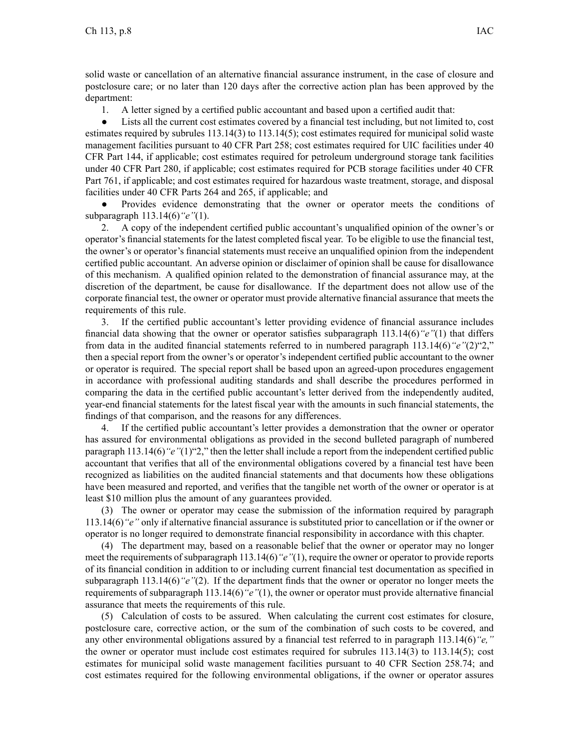solid waste or cancellation of an alternative financial assurance instrument, in the case of closure and postclosure care; or no later than 120 days after the corrective action plan has been approved by the department:

1. A letter signed by a certified public accountant and based upon a certified audit that:

- Lists all the current cost estimates covered by a financial test including, but not limited to, cost estimates required by subrules 113.14(3) to 113.14(5); cost estimates required for municipal solid waste management facilities pursuant to 40 CFR Part 258; cost estimates required for UIC facilities under 40 CFR Part 144, if applicable; cost estimates required for petroleum underground storage tank facilities under 40 CFR Part 280, if applicable; cost estimates required for PCB storage facilities under 40 CFR Part 761, if applicable; and cost estimates required for hazardous waste treatment, storage, and disposal facilities under 40 CFR Parts 264 and 265, if applicable; and
- Provides evidence demonstrating that the owner or operator meets the conditions of subparagraph 113.14(6)*"e"*(1).

2. A copy of the independent certified public accountant's unqualified opinion of the owner's or operator's financial statements for the latest completed fiscal year. To be eligible to use the financial test, the owner's or operator's financial statements must receive an unqualified opinion from the independent certified public accountant. An adverse opinion or disclaimer of opinion shall be cause for disallowance of this mechanism. A qualified opinion related to the demonstration of financial assurance may, at the discretion of the department, be cause for disallowance. If the department does not allow use of the corporate financial test, the owner or operator must provide alternative financial assurance that meets the requirements of this rule.

3. If the certified public accountant's letter providing evidence of financial assurance includes financial data showing that the owner or operator satisfies subparagraph 113.14(6)*"e"*(1) that differs from data in the audited financial statements referred to in numbered paragraph 113.14(6)*"e"*(2)"2," then a special report from the owner's or operator's independent certified public accountant to the owner or operator is required. The special report shall be based upon an agreed-upon procedures engagement in accordance with professional auditing standards and shall describe the procedures performed in comparing the data in the certified public accountant's letter derived from the independently audited, year-end financial statements for the latest fiscal year with the amounts in such financial statements, the findings of that comparison, and the reasons for any differences.

4. If the certified public accountant's letter provides a demonstration that the owner or operator has assured for environmental obligations as provided in the second bulleted paragraph of numbered paragraph 113.14(6)*"e"*(1)"2," then the letter shall include a report from the independent certified public accountant that verifies that all of the environmental obligations covered by a financial test have been recognized as liabilities on the audited financial statements and that documents how these obligations have been measured and reported, and verifies that the tangible net worth of the owner or operator is at least $10 million plus the amount of any guarantees provided.

(3) The owner or operator may cease the submission of the information required by paragraph 113.14(6)*"e"* only if alternative financial assurance is substituted prior to cancellation or if the owner or operator is no longer required to demonstrate financial responsibility in accordance with this chapter.

(4) The department may, based on a reasonable belief that the owner or operator may no longer meet the requirements of subparagraph 113.14(6)*"e"*(1), require the owner or operator to provide reports of its financial condition in addition to or including current financial test documentation as specified in subparagraph 113.14(6)*"e"*(2). If the department finds that the owner or operator no longer meets the requirements of subparagraph 113.14(6)*"e"*(1), the owner or operator must provide alternative financial assurance that meets the requirements of this rule.

(5) Calculation of costs to be assured. When calculating the current cost estimates for closure, postclosure care, corrective action, or the sum of the combination of such costs to be covered, and any other environmental obligations assured by a financial test referred to in paragraph 113.14(6)*"e,"* the owner or operator must include cost estimates required for subrules 113.14(3) to 113.14(5); cost estimates for municipal solid waste management facilities pursuant to 40 CFR Section 258.74; and cost estimates required for the following environmental obligations, if the owner or operator assures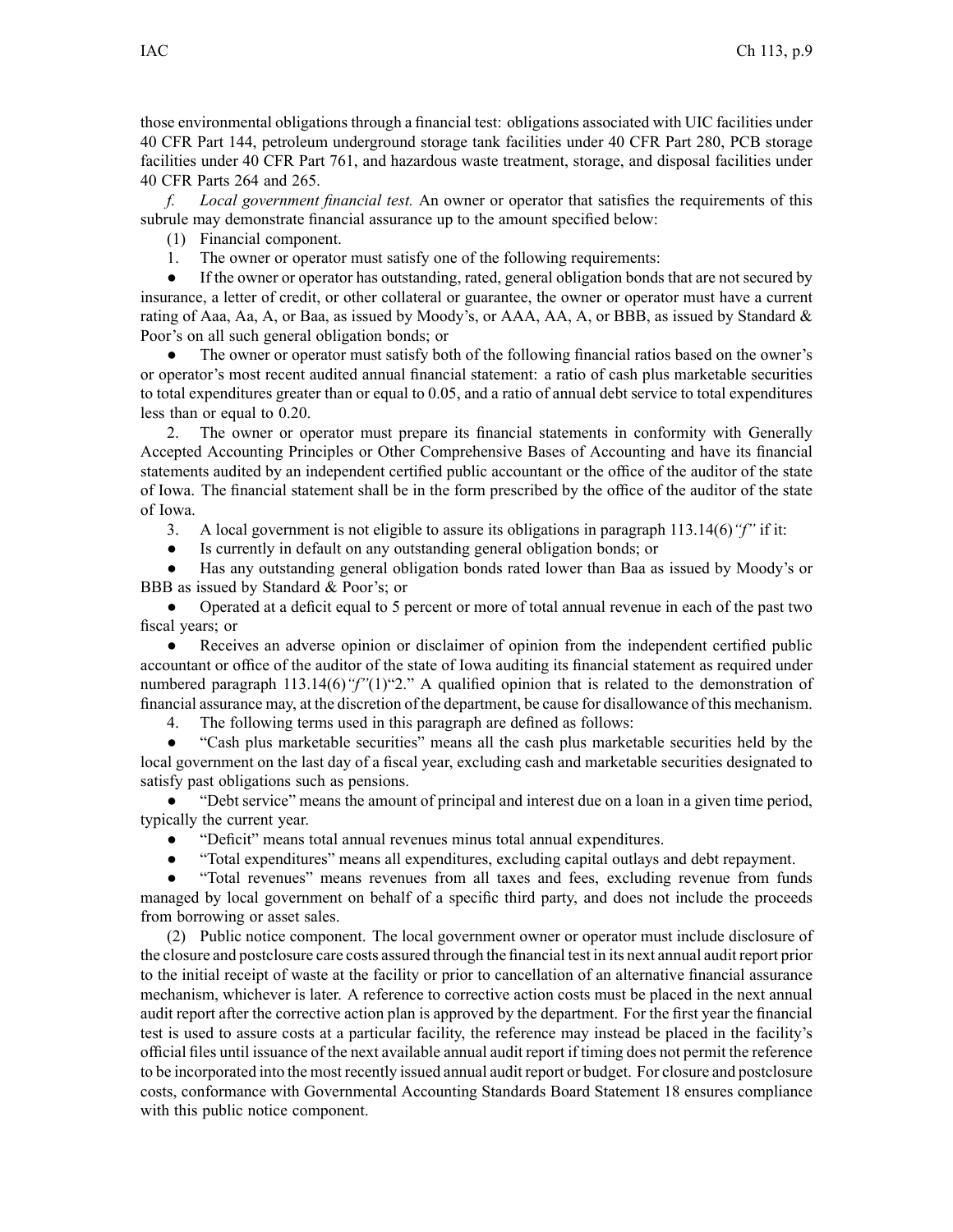those environmental obligations through a financial test: obligations associated with UIC facilities under 40 CFR Part 144, petroleum underground storage tank facilities under 40 CFR Part 280, PCB storage facilities under 40 CFR Part 761, and hazardous waste treatment, storage, and disposal facilities under 40 CFR Parts 264 and 265.

*f. Local government financial test.* An owner or operator that satisfies the requirements of this subrule may demonstrate financial assurance up to the amount specified below:

(1) Financial component.

1. The owner or operator must satisfy one of the following requirements:

- If the owner or operator has outstanding, rated, general obligation bonds that are not secured by insurance, a letter of credit, or other collateral or guarantee, the owner or operator must have a current rating of Aaa, Aa, A, or Baa, as issued by Moody's, or AAA, AA, A, or BBB, as issued by Standard & Poor's on all such general obligation bonds; or
- The owner or operator must satisfy both of the following financial ratios based on the owner's or operator's most recent audited annual financial statement: a ratio of cash plus marketable securities to total expenditures greater than or equal to 0.05, and a ratio of annual debt service to total expenditures less than or equal to 0.20.

2. The owner or operator must prepare its financial statements in conformity with Generally Accepted Accounting Principles or Other Comprehensive Bases of Accounting and have its financial statements audited by an independent certified public accountant or the office of the auditor of the state of Iowa. The financial statement shall be in the form prescribed by the office of the auditor of the state of Iowa.

3. A local government is not eligible to assure its obligations in paragraph 113.14(6)*"f"* if it:

- Is currently in default on any outstanding general obligation bonds; or
- Has any outstanding general obligation bonds rated lower than Baa as issued by Moody's or BBB as issued by Standard & Poor's; or
- Operated at a deficit equal to 5 percent or more of total annual revenue in each of the past two fiscal years; or
- Receives an adverse opinion or disclaimer of opinion from the independent certified public accountant or office of the auditor of the state of Iowa auditing its financial statement as required under numbered paragraph 113.14(6)*"f"*(1)"2." A qualified opinion that is related to the demonstration of financial assurance may, at the discretion of the department, be cause for disallowance of this mechanism.

4. The following terms used in this paragraph are defined as follows:

- "Cash plus marketable securities" means all the cash plus marketable securities held by the local government on the last day of a fiscal year, excluding cash and marketable securities designated to satisfy past obligations such as pensions.
- "Debt service" means the amount of principal and interest due on a loan in a given time period, typically the current year.
- "Deficit" means total annual revenues minus total annual expenditures.
- "Total expenditures" means all expenditures, excluding capital outlays and debt repayment.
- "Total revenues" means revenues from all taxes and fees, excluding revenue from funds managed by local government on behalf of a specific third party, and does not include the proceeds from borrowing or asset sales.

(2) Public notice component. The local government owner or operator must include disclosure of the closure and postclosure care costs assured through the financial test in its next annual audit report prior to the initial receipt of waste at the facility or prior to cancellation of an alternative financial assurance mechanism, whichever is later. A reference to corrective action costs must be placed in the next annual audit report after the corrective action plan is approved by the department. For the first year the financial test is used to assure costs at a particular facility, the reference may instead be placed in the facility's official files until issuance of the next available annual audit report if timing does not permit the reference to be incorporated into the most recently issued annual audit report or budget. For closure and postclosure costs, conformance with Governmental Accounting Standards Board Statement 18 ensures compliance with this public notice component.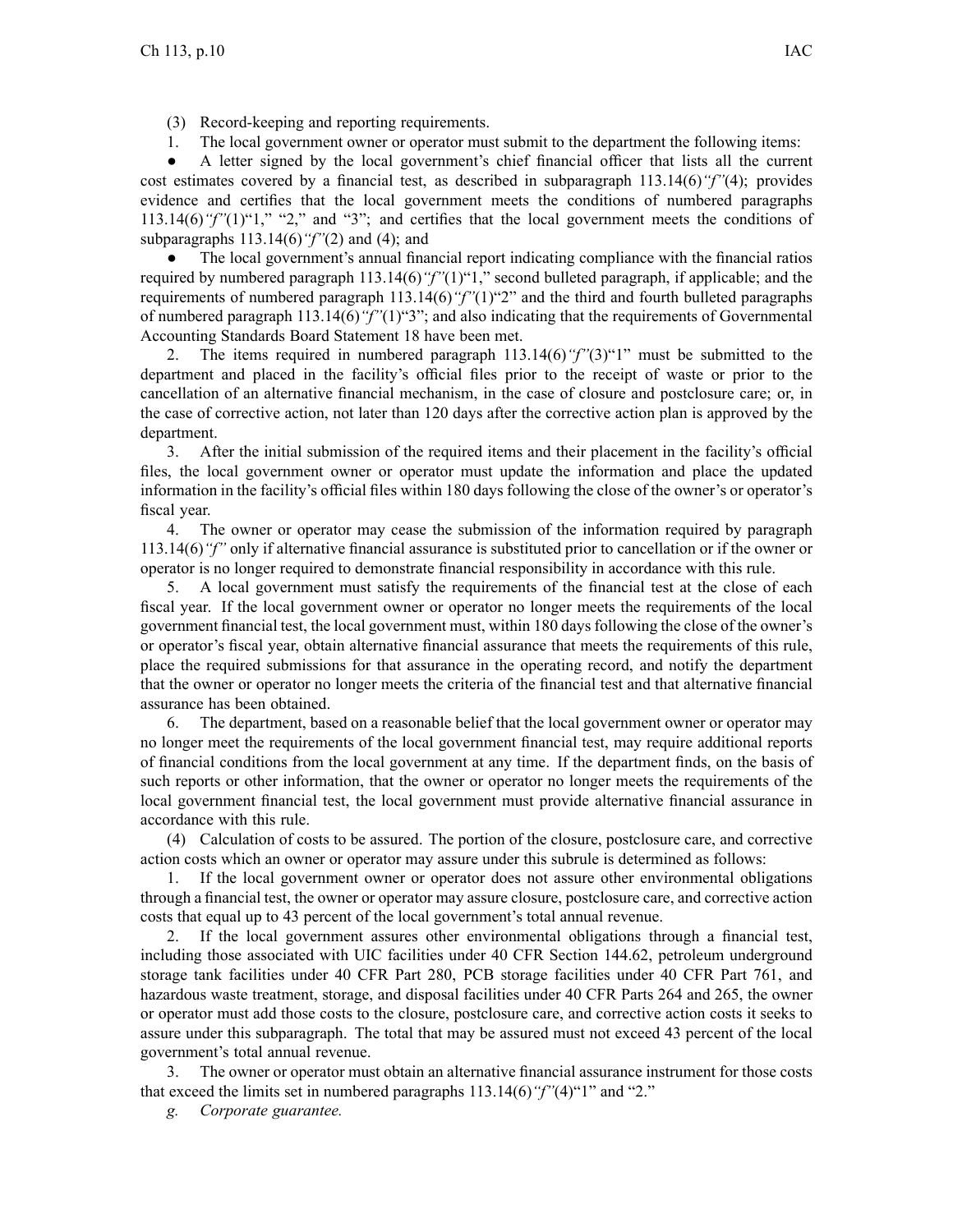(3) Record-keeping and reporting requirements.

1. The local government owner or operator must submit to the department the following items:

● A letter signed by the local government's chief financial officer that lists all the current cost estimates covered by a financial test, as described in subparagraph 113.14(6)*"f"*(4); provides evidence and certifies that the local government meets the conditions of numbered paragraphs 113.14(6)*"f"*(1)"1," "2," and "3"; and certifies that the local government meets the conditions of subparagraphs 113.14(6)*"f"*(2) and (4); and

● The local government's annual financial report indicating compliance with the financial ratios required by numbered paragraph 113.14(6)*"f"*(1)"1," second bulleted paragraph, if applicable; and the requirements of numbered paragraph 113.14(6)*"f"*(1)"2" and the third and fourth bulleted paragraphs of numbered paragraph 113.14(6)*"f"*(1)"3"; and also indicating that the requirements of Governmental Accounting Standards Board Statement 18 have been met.

2. The items required in numbered paragraph 113.14(6)*"f"*(3)"1" must be submitted to the department and placed in the facility's official files prior to the receipt of waste or prior to the cancellation of an alternative financial mechanism, in the case of closure and postclosure care; or, in the case of corrective action, not later than 120 days after the corrective action plan is approved by the department.

3. After the initial submission of the required items and their placement in the facility's official files, the local government owner or operator must update the information and place the updated information in the facility's official files within 180 days following the close of the owner's or operator's fiscal year.

4. The owner or operator may cease the submission of the information required by paragraph 113.14(6)*"f"* only if alternative financial assurance is substituted prior to cancellation or if the owner or operator is no longer required to demonstrate financial responsibility in accordance with this rule.

5. A local government must satisfy the requirements of the financial test at the close of each fiscal year. If the local government owner or operator no longer meets the requirements of the local government financial test, the local government must, within 180 days following the close of the owner's or operator's fiscal year, obtain alternative financial assurance that meets the requirements of this rule, place the required submissions for that assurance in the operating record, and notify the department that the owner or operator no longer meets the criteria of the financial test and that alternative financial assurance has been obtained.

6. The department, based on a reasonable belief that the local government owner or operator may no longer meet the requirements of the local government financial test, may require additional reports of financial conditions from the local government at any time. If the department finds, on the basis of such reports or other information, that the owner or operator no longer meets the requirements of the local government financial test, the local government must provide alternative financial assurance in accordance with this rule.

(4) Calculation of costs to be assured. The portion of the closure, postclosure care, and corrective action costs which an owner or operator may assure under this subrule is determined as follows:

1. If the local government owner or operator does not assure other environmental obligations through a financial test, the owner or operator may assure closure, postclosure care, and corrective action costs that equal up to 43 percent of the local government's total annual revenue.

2. If the local government assures other environmental obligations through a financial test, including those associated with UIC facilities under 40 CFR Section 144.62, petroleum underground storage tank facilities under 40 CFR Part 280, PCB storage facilities under 40 CFR Part 761, and hazardous waste treatment, storage, and disposal facilities under 40 CFR Parts 264 and 265, the owner or operator must add those costs to the closure, postclosure care, and corrective action costs it seeks to assure under this subparagraph. The total that may be assured must not exceed 43 percent of the local government's total annual revenue.

3. The owner or operator must obtain an alternative financial assurance instrument for those costs that exceed the limits set in numbered paragraphs 113.14(6)*"f"*(4)"1" and "2."

*g. Corporate guarantee.*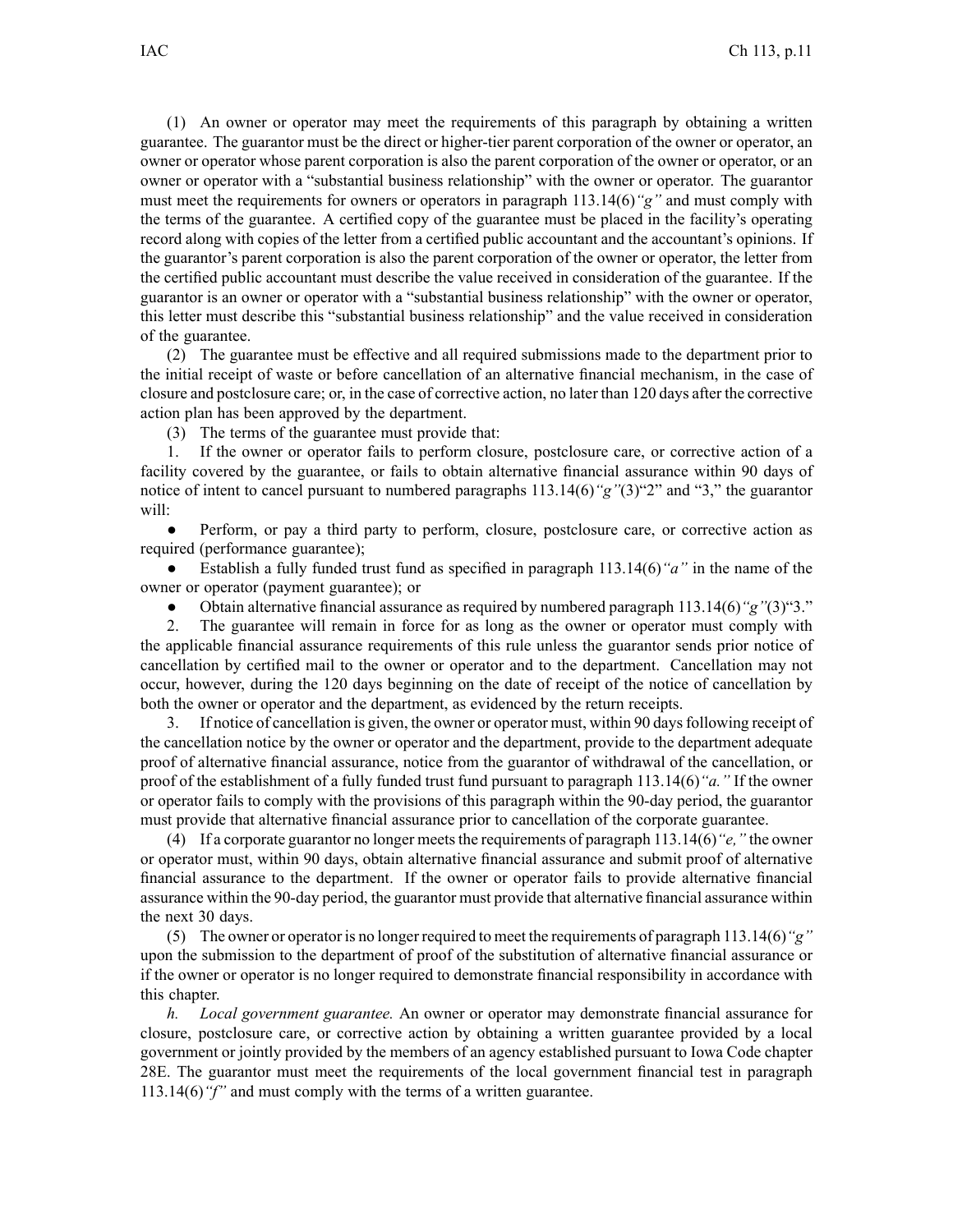(1) An owner or operator may meet the requirements of this paragraph by obtaining a written guarantee. The guarantor must be the direct or higher-tier parent corporation of the owner or operator, an owner or operator whose parent corporation is also the parent corporation of the owner or operator, or an owner or operator with a "substantial business relationship" with the owner or operator. The guarantor must meet the requirements for owners or operators in paragraph 113.14(6)*"g"* and must comply with the terms of the guarantee. A certified copy of the guarantee must be placed in the facility's operating record along with copies of the letter from a certified public accountant and the accountant's opinions. If the guarantor's parent corporation is also the parent corporation of the owner or operator, the letter from the certified public accountant must describe the value received in consideration of the guarantee. If the guarantor is an owner or operator with a "substantial business relationship" with the owner or operator, this letter must describe this "substantial business relationship" and the value received in consideration of the guarantee.

(2) The guarantee must be effective and all required submissions made to the department prior to the initial receipt of waste or before cancellation of an alternative financial mechanism, in the case of closure and postclosure care; or, in the case of corrective action, no later than 120 days after the corrective action plan has been approved by the department.

(3) The terms of the guarantee must provide that:

1. If the owner or operator fails to perform closure, postclosure care, or corrective action of a facility covered by the guarantee, or fails to obtain alternative financial assurance within 90 days of notice of intent to cancel pursuant to numbered paragraphs 113.14(6)*"g"*(3)"2" and "3," the guarantor will:

- Perform, or pay a third party to perform, closure, postclosure care, or corrective action as required (performance guarantee);
- Establish a fully funded trust fund as specified in paragraph 113.14(6)*"a"* in the name of the owner or operator (payment guarantee); or
- Obtain alternative financial assurance as required by numbered paragraph 113.14(6)*"g"*(3)"3."

2. The guarantee will remain in force for as long as the owner or operator must comply with the applicable financial assurance requirements of this rule unless the guarantor sends prior notice of cancellation by certified mail to the owner or operator and to the department. Cancellation may not occur, however, during the 120 days beginning on the date of receipt of the notice of cancellation by both the owner or operator and the department, as evidenced by the return receipts.

3. If notice of cancellation is given, the owner or operator must, within 90 days following receipt of the cancellation notice by the owner or operator and the department, provide to the department adequate proof of alternative financial assurance, notice from the guarantor of withdrawal of the cancellation, or proof of the establishment of a fully funded trust fund pursuant to paragraph 113.14(6)*"a."* If the owner or operator fails to comply with the provisions of this paragraph within the 90-day period, the guarantor must provide that alternative financial assurance prior to cancellation of the corporate guarantee.

(4) If a corporate guarantor no longer meets the requirements of paragraph 113.14(6)*"e,"* the owner or operator must, within 90 days, obtain alternative financial assurance and submit proof of alternative financial assurance to the department. If the owner or operator fails to provide alternative financial assurance within the 90-day period, the guarantor must provide that alternative financial assurance within the next 30 days.

(5) The owner or operator is no longer required to meet the requirements of paragraph 113.14(6)*"g"* upon the submission to the department of proof of the substitution of alternative financial assurance or if the owner or operator is no longer required to demonstrate financial responsibility in accordance with this chapter.

*h. Local government guarantee.* An owner or operator may demonstrate financial assurance for closure, postclosure care, or corrective action by obtaining a written guarantee provided by a local government or jointly provided by the members of an agency established pursuant to Iowa Code chapter 28E. The guarantor must meet the requirements of the local government financial test in paragraph 113.14(6)*"f"* and must comply with the terms of a written guarantee.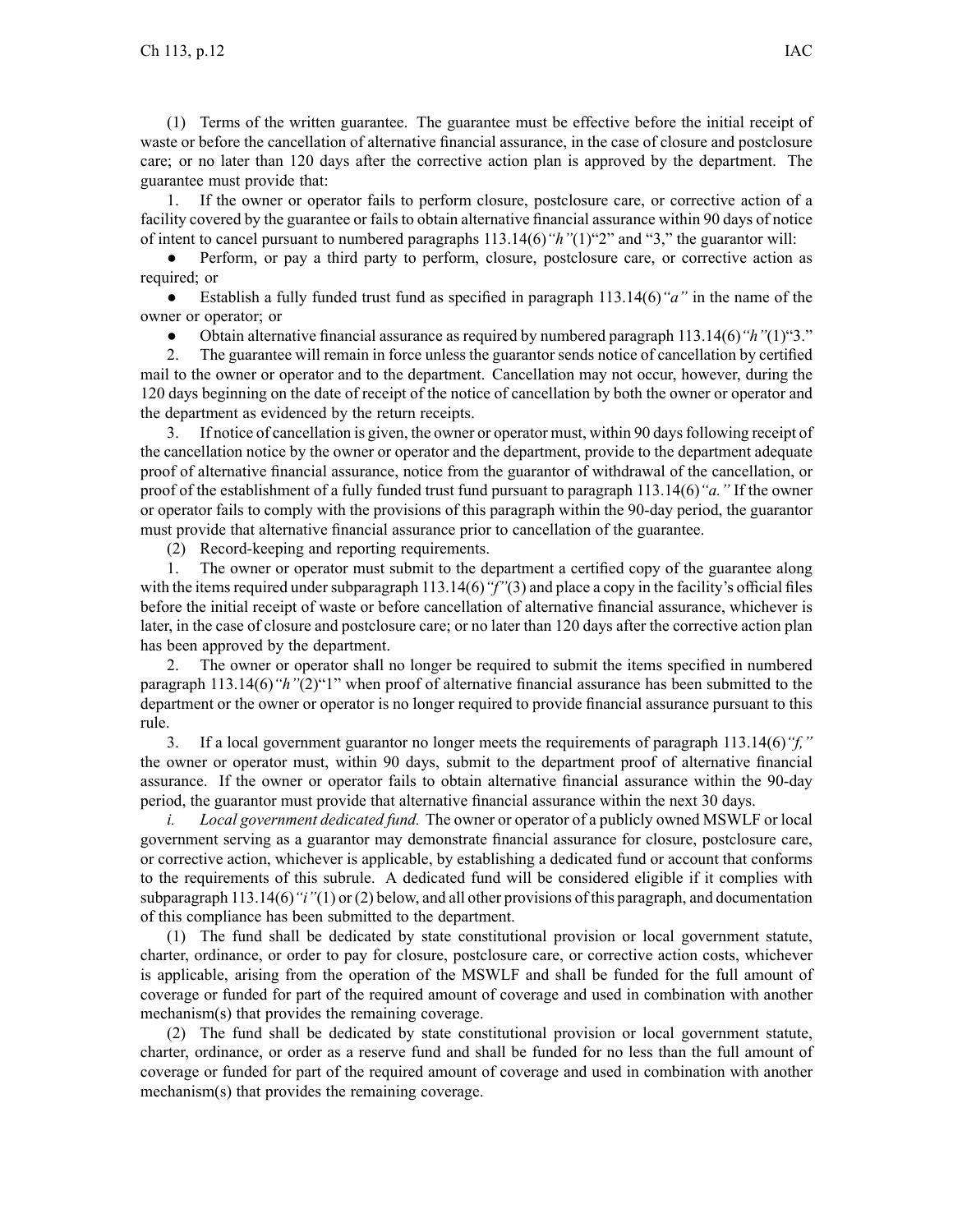(1) Terms of the written guarantee. The guarantee must be effective before the initial receipt of waste or before the cancellation of alternative financial assurance, in the case of closure and postclosure care; or no later than 120 days after the corrective action plan is approved by the department. The guarantee must provide that:

1. If the owner or operator fails to perform closure, postclosure care, or corrective action of a facility covered by the guarantee or fails to obtain alternative financial assurance within 90 days of notice of intent to cancel pursuant to numbered paragraphs 113.14(6)*"h"*(1)"2" and "3," the guarantor will:

- Perform, or pay a third party to perform, closure, postclosure care, or corrective action as required; or
- Establish a fully funded trust fund as specified in paragraph 113.14(6)*"a"* in the name of the owner or operator; or
- Obtain alternative financial assurance as required by numbered paragraph 113.14(6)*"h"*(1)"3."

2. The guarantee will remain in force unless the guarantor sends notice of cancellation by certified mail to the owner or operator and to the department. Cancellation may not occur, however, during the 120 days beginning on the date of receipt of the notice of cancellation by both the owner or operator and the department as evidenced by the return receipts.

3. If notice of cancellation is given, the owner or operator must, within 90 days following receipt of the cancellation notice by the owner or operator and the department, provide to the department adequate proof of alternative financial assurance, notice from the guarantor of withdrawal of the cancellation, or proof of the establishment of a fully funded trust fund pursuant to paragraph 113.14(6)*"a."* If the owner or operator fails to comply with the provisions of this paragraph within the 90-day period, the guarantor must provide that alternative financial assurance prior to cancellation of the guarantee.

(2) Record-keeping and reporting requirements.

1. The owner or operator must submit to the department a certified copy of the guarantee along with the items required under subparagraph 113.14(6)*"f"*(3) and place a copy in the facility's official files before the initial receipt of waste or before cancellation of alternative financial assurance, whichever is later, in the case of closure and postclosure care; or no later than 120 days after the corrective action plan has been approved by the department.

2. The owner or operator shall no longer be required to submit the items specified in numbered paragraph 113.14(6)*"h"*(2)"1" when proof of alternative financial assurance has been submitted to the department or the owner or operator is no longer required to provide financial assurance pursuant to this rule.

3. If a local government guarantor no longer meets the requirements of paragraph 113.14(6)*"f,"* the owner or operator must, within 90 days, submit to the department proof of alternative financial assurance. If the owner or operator fails to obtain alternative financial assurance within the 90-day period, the guarantor must provide that alternative financial assurance within the next 30 days.

*i. Local government dedicated fund.* The owner or operator of a publicly owned MSWLF or local government serving as a guarantor may demonstrate financial assurance for closure, postclosure care, or corrective action, whichever is applicable, by establishing a dedicated fund or account that conforms to the requirements of this subrule. A dedicated fund will be considered eligible if it complies with subparagraph 113.14(6)*"i"*(1) or (2) below, and all other provisions of this paragraph, and documentation of this compliance has been submitted to the department.

(1) The fund shall be dedicated by state constitutional provision or local government statute, charter, ordinance, or order to pay for closure, postclosure care, or corrective action costs, whichever is applicable, arising from the operation of the MSWLF and shall be funded for the full amount of coverage or funded for part of the required amount of coverage and used in combination with another mechanism(s) that provides the remaining coverage.

(2) The fund shall be dedicated by state constitutional provision or local government statute, charter, ordinance, or order as a reserve fund and shall be funded for no less than the full amount of coverage or funded for part of the required amount of coverage and used in combination with another mechanism(s) that provides the remaining coverage.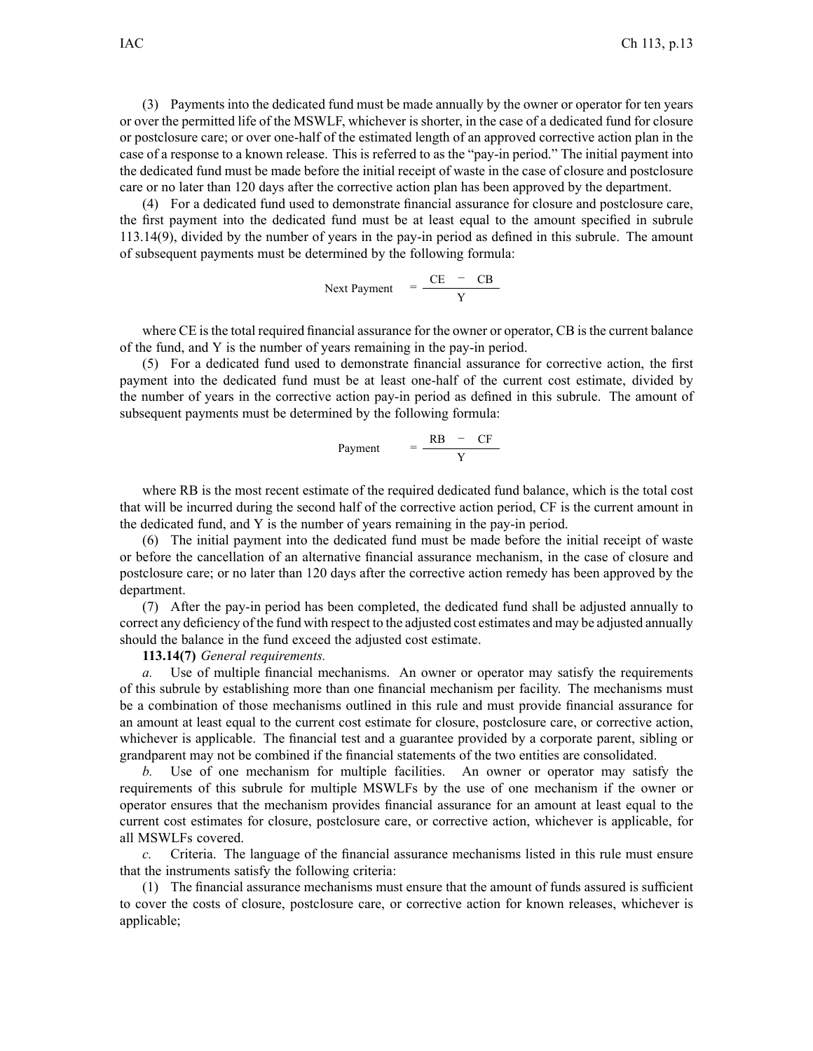(3) Payments into the dedicated fund must be made annually by the owner or operator for ten years or over the permitted life of the MSWLF, whichever is shorter, in the case of a dedicated fund for closure or postclosure care; or over one-half of the estimated length of an approved corrective action plan in the case of a response to a known release. This is referred to as the "pay-in period." The initial payment into the dedicated fund must be made before the initial receipt of waste in the case of closure and postclosure care or no later than 120 days after the corrective action plan has been approved by the department.

(4) For a dedicated fund used to demonstrate financial assurance for closure and postclosure care, the first payment into the dedicated fund must be at least equal to the amount specified in subrule 113.14(9), divided by the number of years in the pay-in period as defined in this subrule. The amount of subsequent payments must be determined by the following formula:

$$\text{Next Payment} = \frac{CE - CB}{Y}$$

where CE is the total required financial assurance for the owner or operator, CB is the current balance of the fund, and Y is the number of years remaining in the pay-in period.

(5) For a dedicated fund used to demonstrate financial assurance for corrective action, the first payment into the dedicated fund must be at least one-half of the current cost estimate, divided by the number of years in the corrective action pay-in period as defined in this subrule. The amount of subsequent payments must be determined by the following formula:

$$\text{Payment} = \frac{RB - CF}{Y}$$

where RB is the most recent estimate of the required dedicated fund balance, which is the total cost that will be incurred during the second half of the corrective action period, CF is the current amount in the dedicated fund, and Y is the number of years remaining in the pay-in period.

(6) The initial payment into the dedicated fund must be made before the initial receipt of waste or before the cancellation of an alternative financial assurance mechanism, in the case of closure and postclosure care; or no later than 120 days after the corrective action remedy has been approved by the department.

(7) After the pay-in period has been completed, the dedicated fund shall be adjusted annually to correct any deficiency of the fund with respect to the adjusted cost estimates and may be adjusted annually should the balance in the fund exceed the adjusted cost estimate.

**113.14(7)** *General requirements.*

*a.* Use of multiple financial mechanisms. An owner or operator may satisfy the requirements of this subrule by establishing more than one financial mechanism per facility. The mechanisms must be a combination of those mechanisms outlined in this rule and must provide financial assurance for an amount at least equal to the current cost estimate for closure, postclosure care, or corrective action, whichever is applicable. The financial test and a guarantee provided by a corporate parent, sibling or grandparent may not be combined if the financial statements of the two entities are consolidated.

*b.* Use of one mechanism for multiple facilities. An owner or operator may satisfy the requirements of this subrule for multiple MSWLFs by the use of one mechanism if the owner or operator ensures that the mechanism provides financial assurance for an amount at least equal to the current cost estimates for closure, postclosure care, or corrective action, whichever is applicable, for all MSWLFs covered.

*c.* Criteria. The language of the financial assurance mechanisms listed in this rule must ensure that the instruments satisfy the following criteria:

(1) The financial assurance mechanisms must ensure that the amount of funds assured is sufficient to cover the costs of closure, postclosure care, or corrective action for known releases, whichever is applicable;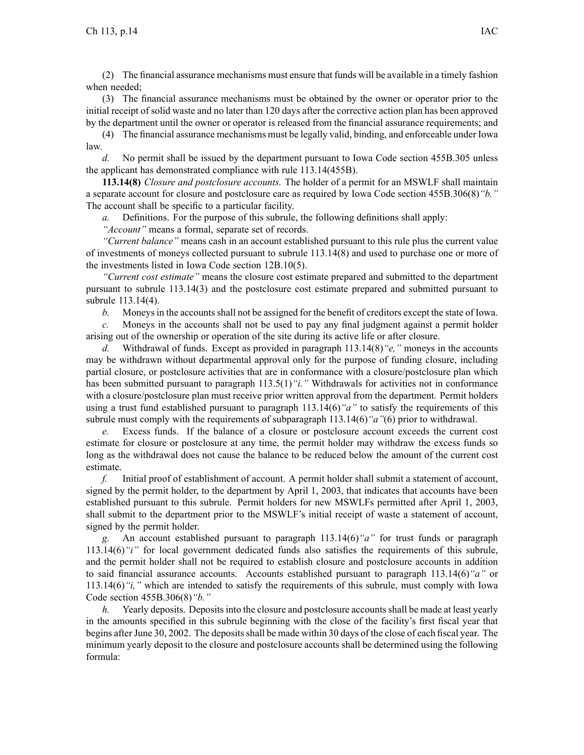(2) The financial assurance mechanisms must ensure that funds will be available in a timely fashion when needed;

(3) The financial assurance mechanisms must be obtained by the owner or operator prior to the initial receipt of solid waste and no later than 120 days after the corrective action plan has been approved by the department until the owner or operator is released from the financial assurance requirements; and

(4) The financial assurance mechanisms must be legally valid, binding, and enforceable under Iowa law.

*d.* No permit shall be issued by the department pursuant to Iowa Code section 455B.305 unless the applicant has demonstrated compliance with rule 113.14(455B).

**113.14(8)** *Closure and postclosure accounts.* The holder of a permit for an MSWLF shall maintain a separate account for closure and postclosure care as required by Iowa Code section 455B.306(8)*"b."* The account shall be specific to a particular facility.

*a.* Definitions. For the purpose of this subrule, the following definitions shall apply:

*"Account"* means a formal, separate set of records.

*"Current balance"* means cash in an account established pursuant to this rule plus the current value of investments of moneys collected pursuant to subrule 113.14(8) and used to purchase one or more of the investments listed in Iowa Code section 12B.10(5).

*"Current cost estimate"* means the closure cost estimate prepared and submitted to the department pursuant to subrule 113.14(3) and the postclosure cost estimate prepared and submitted pursuant to subrule 113.14(4).

*b.* Moneys in the accounts shall not be assigned for the benefit of creditors except the state of Iowa.

*c.* Moneys in the accounts shall not be used to pay any final judgment against a permit holder arising out of the ownership or operation of the site during its active life or after closure.

*d.* Withdrawal of funds. Except as provided in paragraph 113.14(8)*"e,"* moneys in the accounts may be withdrawn without departmental approval only for the purpose of funding closure, including partial closure, or postclosure activities that are in conformance with a closure/postclosure plan which has been submitted pursuant to paragraph 113.5(1)*"i."* Withdrawals for activities not in conformance with a closure/postclosure plan must receive prior written approval from the department. Permit holders using a trust fund established pursuant to paragraph 113.14(6)*"a"* to satisfy the requirements of this subrule must comply with the requirements of subparagraph 113.14(6)*"a"*(6) prior to withdrawal.

*e.* Excess funds. If the balance of a closure or postclosure account exceeds the current cost estimate for closure or postclosure at any time, the permit holder may withdraw the excess funds so long as the withdrawal does not cause the balance to be reduced below the amount of the current cost estimate.

*f.* Initial proof of establishment of account. A permit holder shall submit a statement of account, signed by the permit holder, to the department by April 1, 2003, that indicates that accounts have been established pursuant to this subrule. Permit holders for new MSWLFs permitted after April 1, 2003, shall submit to the department prior to the MSWLF's initial receipt of waste a statement of account, signed by the permit holder.

*g.* An account established pursuant to paragraph 113.14(6)*"a"* for trust funds or paragraph 113.14(6)*"i"* for local government dedicated funds also satisfies the requirements of this subrule, and the permit holder shall not be required to establish closure and postclosure accounts in addition to said financial assurance accounts. Accounts established pursuant to paragraph 113.14(6)*"a"* or 113.14(6)*"i,"* which are intended to satisfy the requirements of this subrule, must comply with Iowa Code section 455B.306(8)*"b."*

*h.* Yearly deposits. Deposits into the closure and postclosure accounts shall be made at least yearly in the amounts specified in this subrule beginning with the close of the facility's first fiscal year that begins after June 30, 2002. The deposits shall be made within 30 days of the close of each fiscal year. The minimum yearly deposit to the closure and postclosure accounts shall be determined using the following formula: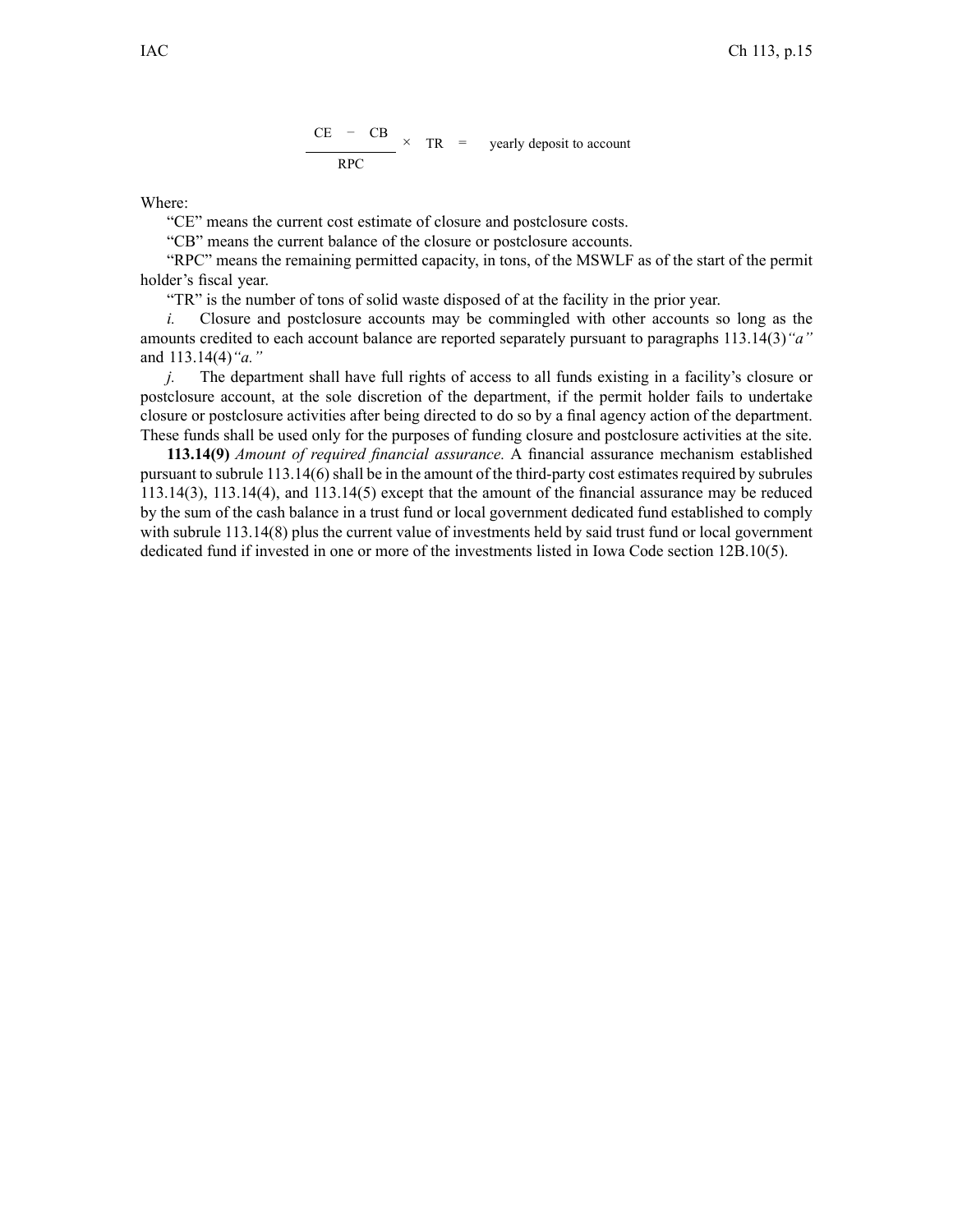$$\frac{CE - CB}{RPC} \times TR = \text{yearly deposit to account}$$

Where:

"CE" means the current cost estimate of closure and postclosure costs.

"CB" means the current balance of the closure or postclosure accounts.

"RPC" means the remaining permitted capacity, in tons, of the MSWLF as of the start of the permit holder's fiscal year.

"TR" is the number of tons of solid waste disposed of at the facility in the prior year.

*i.* Closure and postclosure accounts may be commingled with other accounts so long as the amounts credited to each account balance are reported separately pursuant to paragraphs 113.14(3)*"a"* and 113.14(4)*"a."*

*j.* The department shall have full rights of access to all funds existing in a facility's closure or postclosure account, at the sole discretion of the department, if the permit holder fails to undertake closure or postclosure activities after being directed to do so by a final agency action of the department. These funds shall be used only for the purposes of funding closure and postclosure activities at the site.

**113.14(9)** *Amount of required financial assurance.* A financial assurance mechanism established pursuant to subrule 113.14(6) shall be in the amount of the third-party cost estimates required by subrules 113.14(3), 113.14(4), and 113.14(5) except that the amount of the financial assurance may be reduced by the sum of the cash balance in a trust fund or local government dedicated fund established to comply with subrule 113.14(8) plus the current value of investments held by said trust fund or local government dedicated fund if invested in one or more of the investments listed in Iowa Code section 12B.10(5).